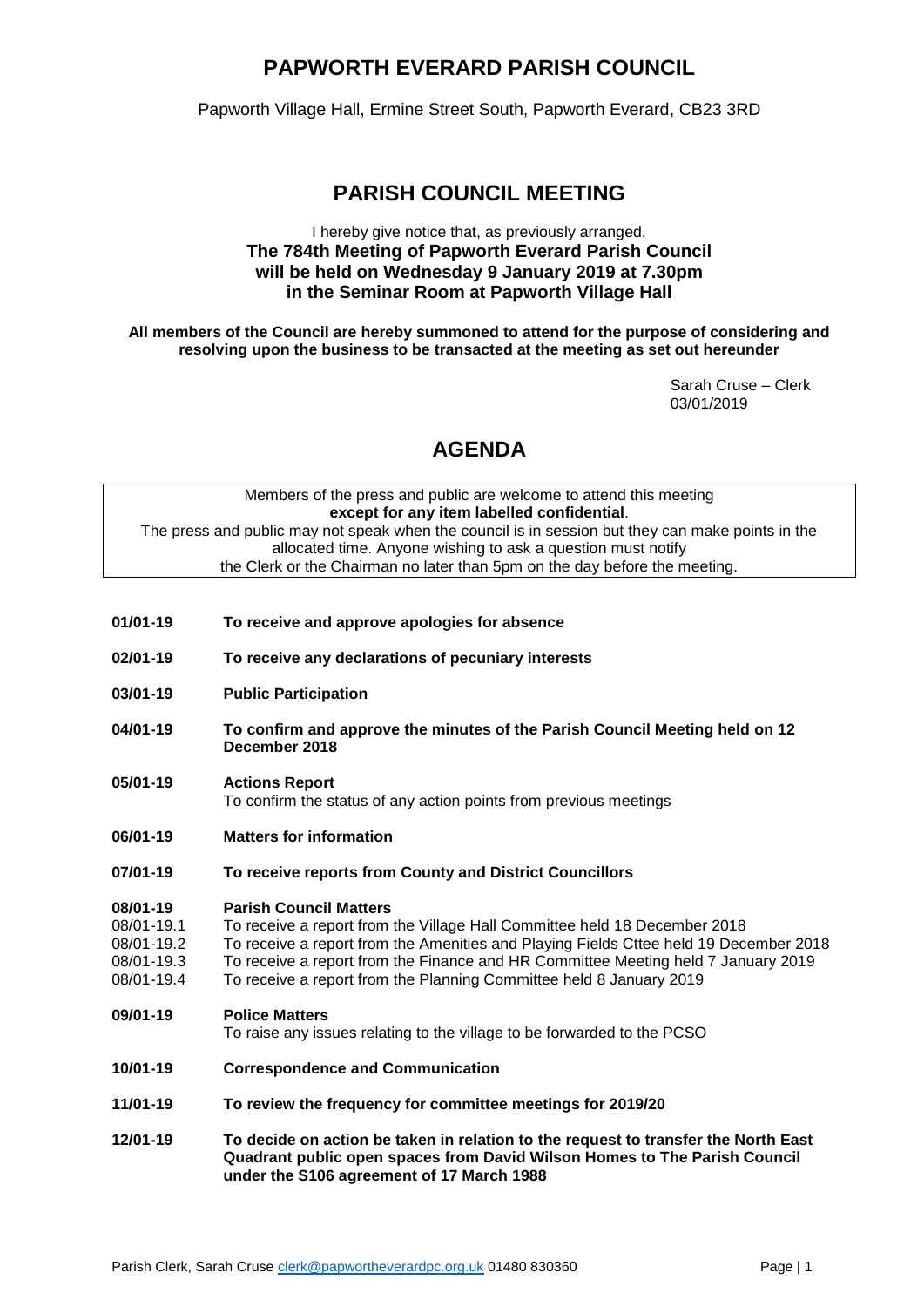# PAPWORTH EVERARD PARISH COUNCIL

Papworth Village Hall, Ermine Street South, Papworth Everard, CB23 3RD

## PARISH COUNCIL MEETING

I hereby give notice that, as previously arranged,
**The 784th Meeting of Papworth Everard Parish Council will be held on Wednesday 9 January 2019 at 7.30pm in the Seminar Room at Papworth Village Hall**

**All members of the Council are hereby summoned to attend for the purpose of considering and resolving upon the business to be transacted at the meeting as set out hereunder**

Sarah Cruse – Clerk
03/01/2019

## AGENDA

Members of the press and public are welcome to attend this meeting **except for any item labelled confidential**.
The press and public may not speak when the council is in session but they can make points in the allocated time. Anyone wishing to ask a question must notify the Clerk or the Chairman no later than 5pm on the day before the meeting.

**01/01-19** **To receive and approve apologies for absence**

**02/01-19** **To receive any declarations of pecuniary interests**

**03/01-19** **Public Participation**

**04/01-19** **To confirm and approve the minutes of the Parish Council Meeting held on 12 December 2018**

**05/01-19** **Actions Report**
To confirm the status of any action points from previous meetings

**06/01-19** **Matters for information**

**07/01-19** **To receive reports from County and District Councillors**

**08/01-19** **Parish Council Matters**
08/01-19.1 To receive a report from the Village Hall Committee held 18 December 2018
08/01-19.2 To receive a report from the Amenities and Playing Fields Cttee held 19 December 2018
08/01-19.3 To receive a report from the Finance and HR Committee Meeting held 7 January 2019
08/01-19.4 To receive a report from the Planning Committee held 8 January 2019

**09/01-19** **Police Matters**
To raise any issues relating to the village to be forwarded to the PCSO

**10/01-19** **Correspondence and Communication**

**11/01-19** **To review the frequency for committee meetings for 2019/20**

**12/01-19** **To decide on action be taken in relation to the request to transfer the North East Quadrant public open spaces from David Wilson Homes to The Parish Council under the S106 agreement of 17 March 1988**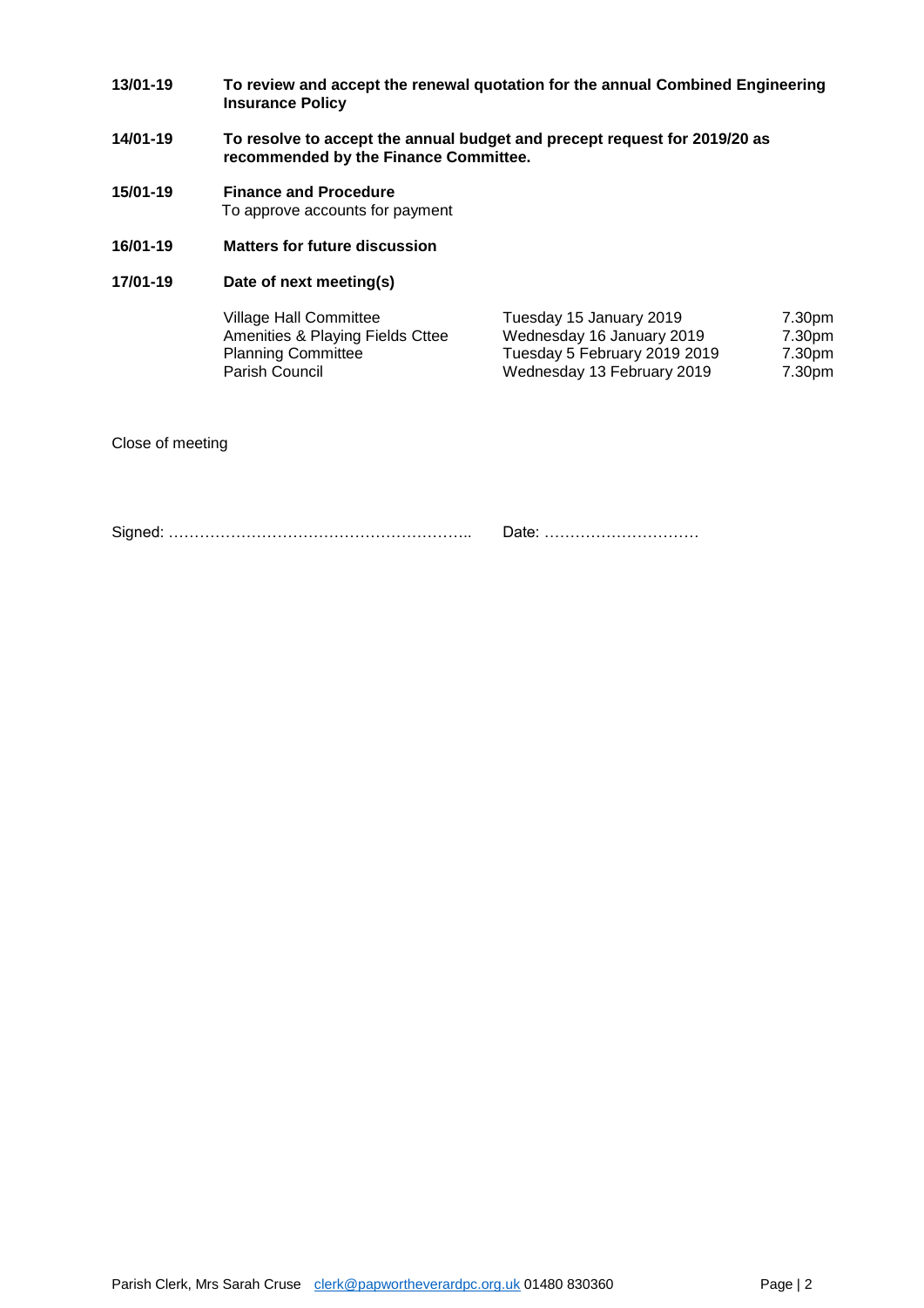**13/01-19 To review and accept the renewal quotation for the annual Combined Engineering Insurance Policy**

**14/01-19 To resolve to accept the annual budget and precept request for 2019/20 as recommended by the Finance Committee.**

**15/01-19 Finance and Procedure**
To approve accounts for payment

**16/01-19 Matters for future discussion**

**17/01-19 Date of next meeting(s)**

| | | |
|---|---|---|
| Village Hall Committee | Tuesday 15 January 2019 | 7.30pm |
| Amenities & Playing Fields Cttee | Wednesday 16 January 2019 | 7.30pm |
| Planning Committee | Tuesday 5 February 2019 2019 | 7.30pm |
| Parish Council | Wednesday 13 February 2019 | 7.30pm |

Close of meeting

Signed: ………………………………………………….. Date: …………………………

Parish Clerk, Mrs Sarah Cruse clerk@papwortheverardpc.org.uk 01480 830360